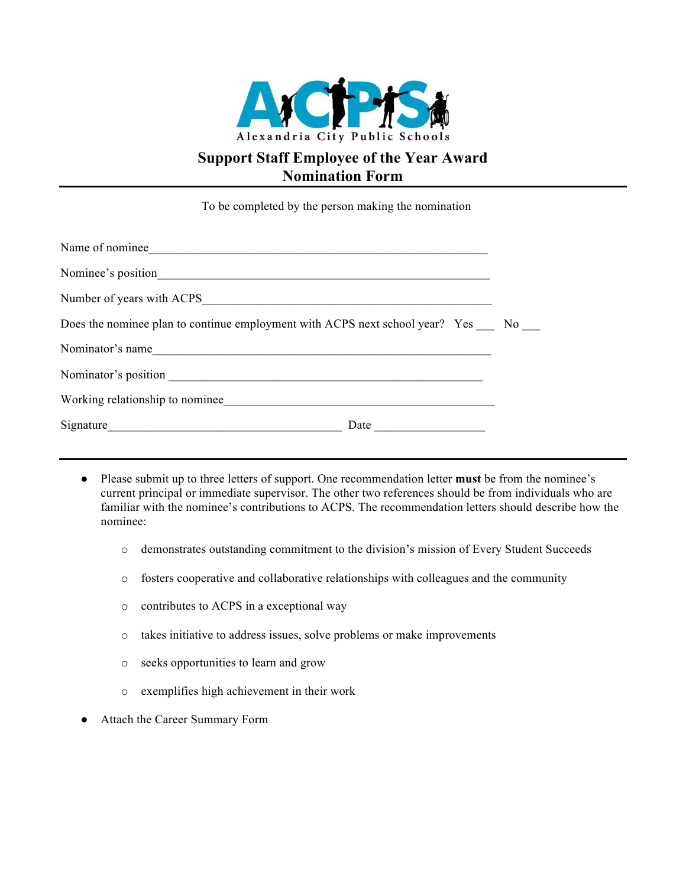Alexandria City Public Schools

# Support Staff Employee of the Year Award
# Nomination Form

---

To be completed by the person making the nomination

Name of nominee_______________________________________________________

Nominee's position_____________________________________________________

Number of years with ACPS______________________________________________

Does the nominee plan to continue employment with ACPS next school year? Yes ___ No ___

Nominator's name______________________________________________________

Nominator's position ____________________________________________________

Working relationship to nominee__________________________________________

Signature_____________________________________ Date __________________

---

- Please submit up to three letters of support. One recommendation letter **must** be from the nominee's current principal or immediate supervisor. The other two references should be from individuals who are familiar with the nominee's contributions to ACPS. The recommendation letters should describe how the nominee:
  - demonstrates outstanding commitment to the division's mission of Every Student Succeeds
  - fosters cooperative and collaborative relationships with colleagues and the community
  - contributes to ACPS in a exceptional way
  - takes initiative to address issues, solve problems or make improvements
  - seeks opportunities to learn and grow
  - exemplifies high achievement in their work
- Attach the Career Summary Form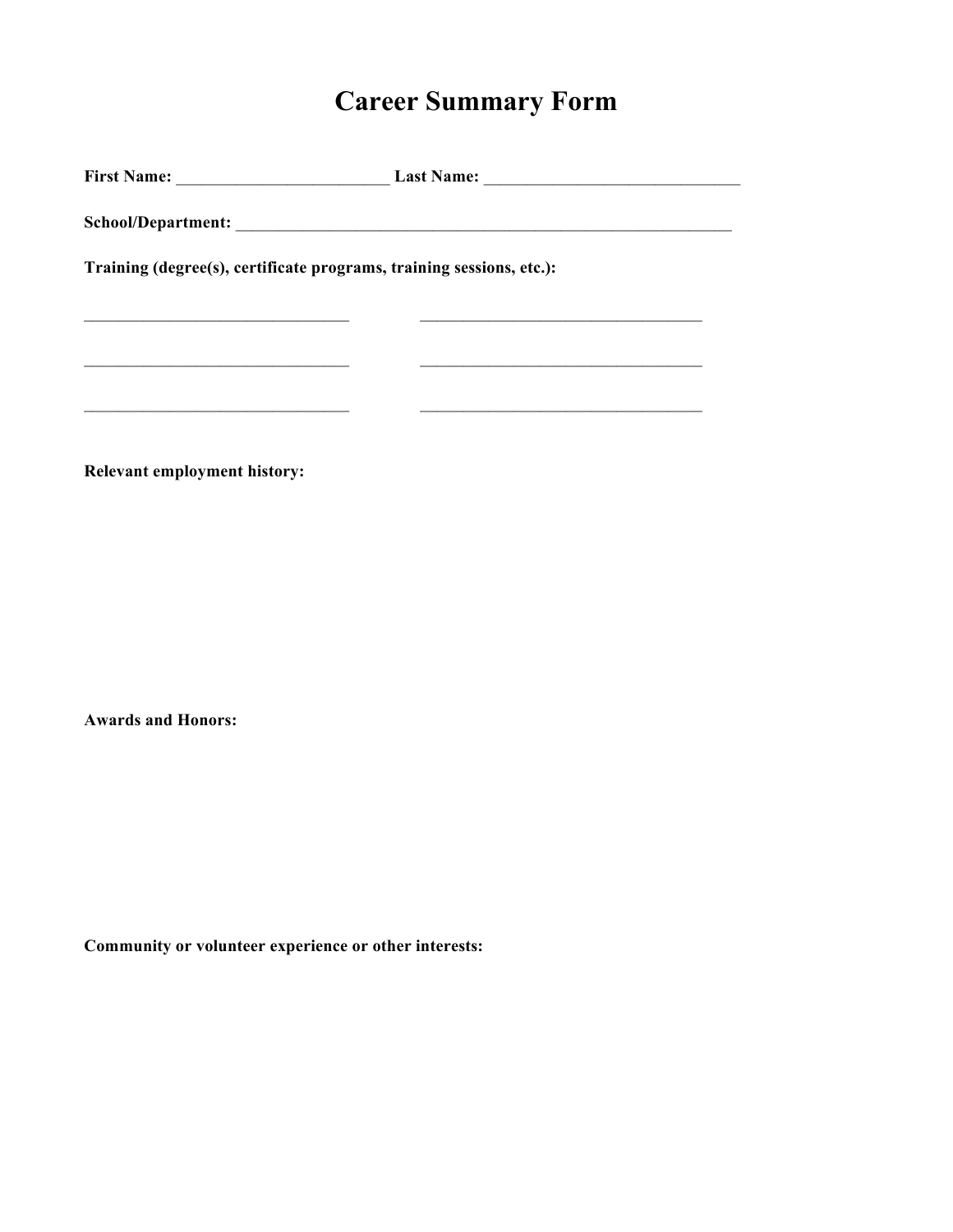# Career Summary Form

**First Name:** _________________________ **Last Name:** ______________________________

**School/Department:** __________________________________________________________

**Training (degree(s), certificate programs, training sessions, etc.):**

_______________________________ _________________________________

_______________________________ _________________________________

_______________________________ _________________________________

**Relevant employment history:**

**Awards and Honors:**

**Community or volunteer experience or other interests:**